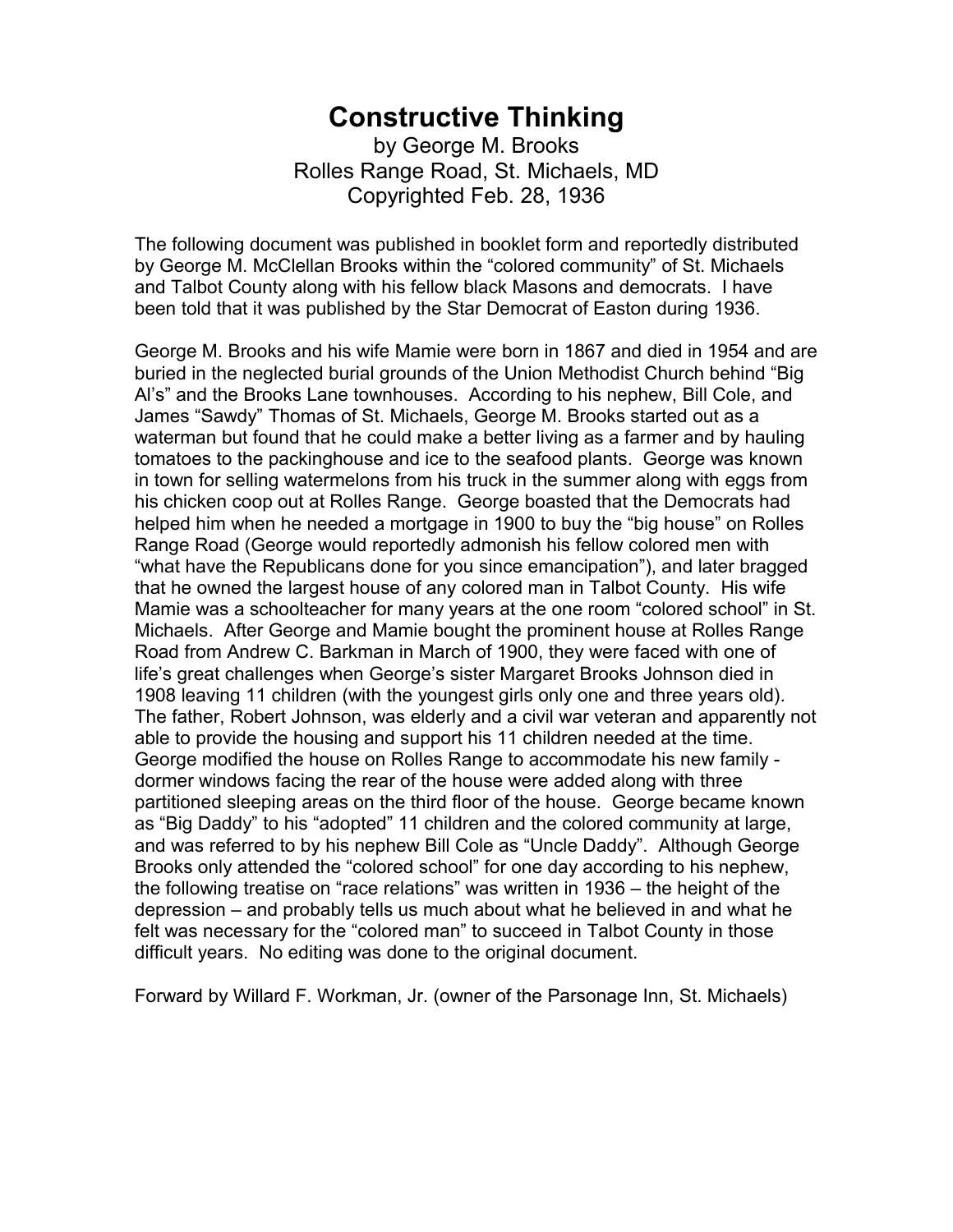# Constructive Thinking

by George M. Brooks
Rolles Range Road, St. Michaels, MD
Copyrighted Feb. 28, 1936

The following document was published in booklet form and reportedly distributed by George M. McClellan Brooks within the "colored community" of St. Michaels and Talbot County along with his fellow black Masons and democrats. I have been told that it was published by the Star Democrat of Easton during 1936.

George M. Brooks and his wife Mamie were born in 1867 and died in 1954 and are buried in the neglected burial grounds of the Union Methodist Church behind "Big Al's" and the Brooks Lane townhouses. According to his nephew, Bill Cole, and James "Sawdy" Thomas of St. Michaels, George M. Brooks started out as a waterman but found that he could make a better living as a farmer and by hauling tomatoes to the packinghouse and ice to the seafood plants. George was known in town for selling watermelons from his truck in the summer along with eggs from his chicken coop out at Rolles Range. George boasted that the Democrats had helped him when he needed a mortgage in 1900 to buy the "big house" on Rolles Range Road (George would reportedly admonish his fellow colored men with "what have the Republicans done for you since emancipation"), and later bragged that he owned the largest house of any colored man in Talbot County. His wife Mamie was a schoolteacher for many years at the one room "colored school" in St. Michaels. After George and Mamie bought the prominent house at Rolles Range Road from Andrew C. Barkman in March of 1900, they were faced with one of life's great challenges when George's sister Margaret Brooks Johnson died in 1908 leaving 11 children (with the youngest girls only one and three years old). The father, Robert Johnson, was elderly and a civil war veteran and apparently not able to provide the housing and support his 11 children needed at the time. George modified the house on Rolles Range to accommodate his new family - dormer windows facing the rear of the house were added along with three partitioned sleeping areas on the third floor of the house. George became known as "Big Daddy" to his "adopted" 11 children and the colored community at large, and was referred to by his nephew Bill Cole as "Uncle Daddy". Although George Brooks only attended the "colored school" for one day according to his nephew, the following treatise on "race relations" was written in 1936 – the height of the depression – and probably tells us much about what he believed in and what he felt was necessary for the "colored man" to succeed in Talbot County in those difficult years. No editing was done to the original document.

Forward by Willard F. Workman, Jr. (owner of the Parsonage Inn, St. Michaels)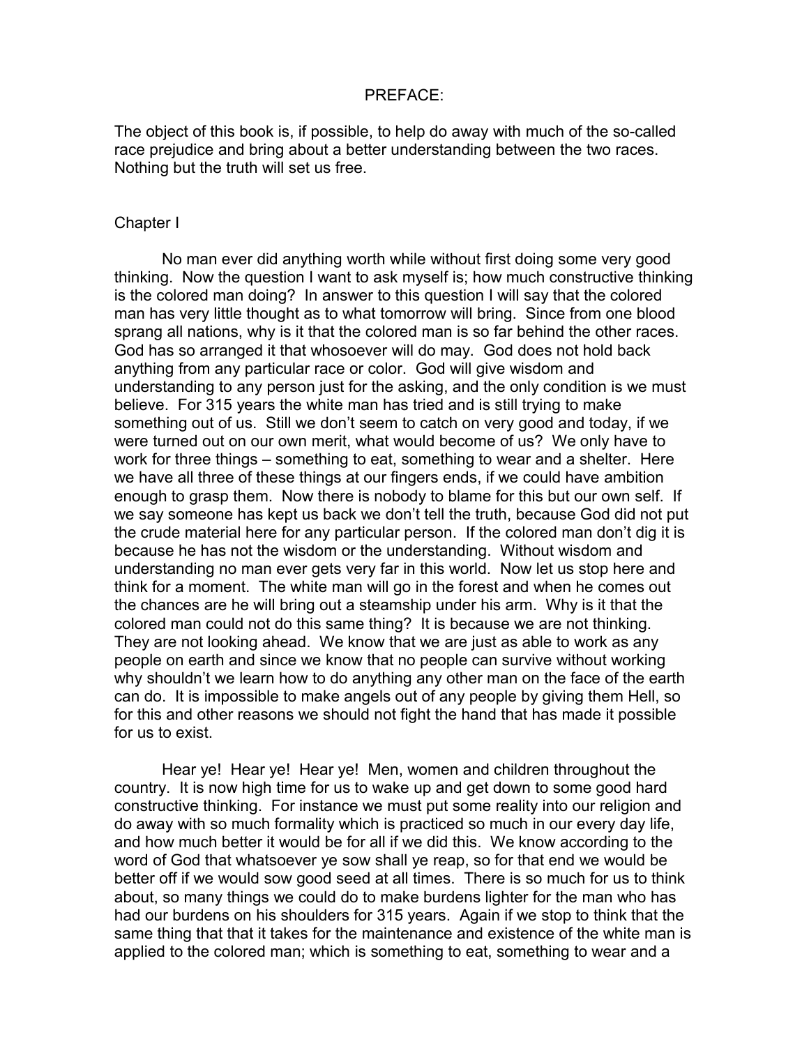PREFACE:

The object of this book is, if possible, to help do away with much of the so-called race prejudice and bring about a better understanding between the two races. Nothing but the truth will set us free.

## Chapter I

No man ever did anything worth while without first doing some very good thinking. Now the question I want to ask myself is; how much constructive thinking is the colored man doing? In answer to this question I will say that the colored man has very little thought as to what tomorrow will bring. Since from one blood sprang all nations, why is it that the colored man is so far behind the other races. God has so arranged it that whosoever will do may. God does not hold back anything from any particular race or color. God will give wisdom and understanding to any person just for the asking, and the only condition is we must believe. For 315 years the white man has tried and is still trying to make something out of us. Still we don't seem to catch on very good and today, if we were turned out on our own merit, what would become of us? We only have to work for three things – something to eat, something to wear and a shelter. Here we have all three of these things at our fingers ends, if we could have ambition enough to grasp them. Now there is nobody to blame for this but our own self. If we say someone has kept us back we don't tell the truth, because God did not put the crude material here for any particular person. If the colored man don't dig it is because he has not the wisdom or the understanding. Without wisdom and understanding no man ever gets very far in this world. Now let us stop here and think for a moment. The white man will go in the forest and when he comes out the chances are he will bring out a steamship under his arm. Why is it that the colored man could not do this same thing? It is because we are not thinking. They are not looking ahead. We know that we are just as able to work as any people on earth and since we know that no people can survive without working why shouldn't we learn how to do anything any other man on the face of the earth can do. It is impossible to make angels out of any people by giving them Hell, so for this and other reasons we should not fight the hand that has made it possible for us to exist.

Hear ye! Hear ye! Hear ye! Men, women and children throughout the country. It is now high time for us to wake up and get down to some good hard constructive thinking. For instance we must put some reality into our religion and do away with so much formality which is practiced so much in our every day life, and how much better it would be for all if we did this. We know according to the word of God that whatsoever ye sow shall ye reap, so for that end we would be better off if we would sow good seed at all times. There is so much for us to think about, so many things we could do to make burdens lighter for the man who has had our burdens on his shoulders for 315 years. Again if we stop to think that the same thing that that it takes for the maintenance and existence of the white man is applied to the colored man; which is something to eat, something to wear and a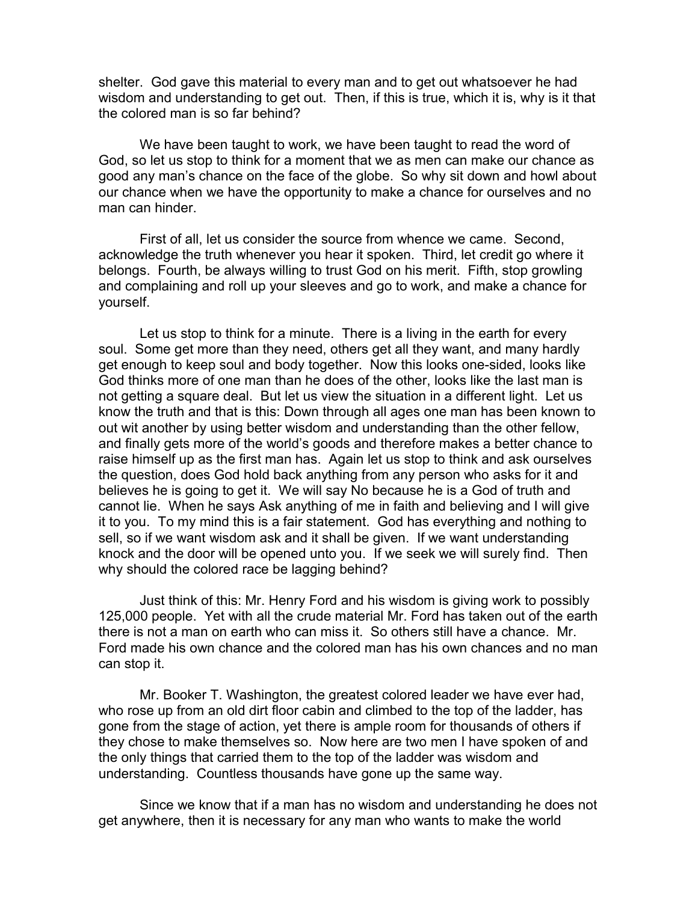shelter. God gave this material to every man and to get out whatsoever he had wisdom and understanding to get out. Then, if this is true, which it is, why is it that the colored man is so far behind?

We have been taught to work, we have been taught to read the word of God, so let us stop to think for a moment that we as men can make our chance as good any man's chance on the face of the globe. So why sit down and howl about our chance when we have the opportunity to make a chance for ourselves and no man can hinder.

First of all, let us consider the source from whence we came. Second, acknowledge the truth whenever you hear it spoken. Third, let credit go where it belongs. Fourth, be always willing to trust God on his merit. Fifth, stop growling and complaining and roll up your sleeves and go to work, and make a chance for yourself.

Let us stop to think for a minute. There is a living in the earth for every soul. Some get more than they need, others get all they want, and many hardly get enough to keep soul and body together. Now this looks one-sided, looks like God thinks more of one man than he does of the other, looks like the last man is not getting a square deal. But let us view the situation in a different light. Let us know the truth and that is this: Down through all ages one man has been known to out wit another by using better wisdom and understanding than the other fellow, and finally gets more of the world's goods and therefore makes a better chance to raise himself up as the first man has. Again let us stop to think and ask ourselves the question, does God hold back anything from any person who asks for it and believes he is going to get it. We will say No because he is a God of truth and cannot lie. When he says Ask anything of me in faith and believing and I will give it to you. To my mind this is a fair statement. God has everything and nothing to sell, so if we want wisdom ask and it shall be given. If we want understanding knock and the door will be opened unto you. If we seek we will surely find. Then why should the colored race be lagging behind?

Just think of this: Mr. Henry Ford and his wisdom is giving work to possibly 125,000 people. Yet with all the crude material Mr. Ford has taken out of the earth there is not a man on earth who can miss it. So others still have a chance. Mr. Ford made his own chance and the colored man has his own chances and no man can stop it.

Mr. Booker T. Washington, the greatest colored leader we have ever had, who rose up from an old dirt floor cabin and climbed to the top of the ladder, has gone from the stage of action, yet there is ample room for thousands of others if they chose to make themselves so. Now here are two men I have spoken of and the only things that carried them to the top of the ladder was wisdom and understanding. Countless thousands have gone up the same way.

Since we know that if a man has no wisdom and understanding he does not get anywhere, then it is necessary for any man who wants to make the world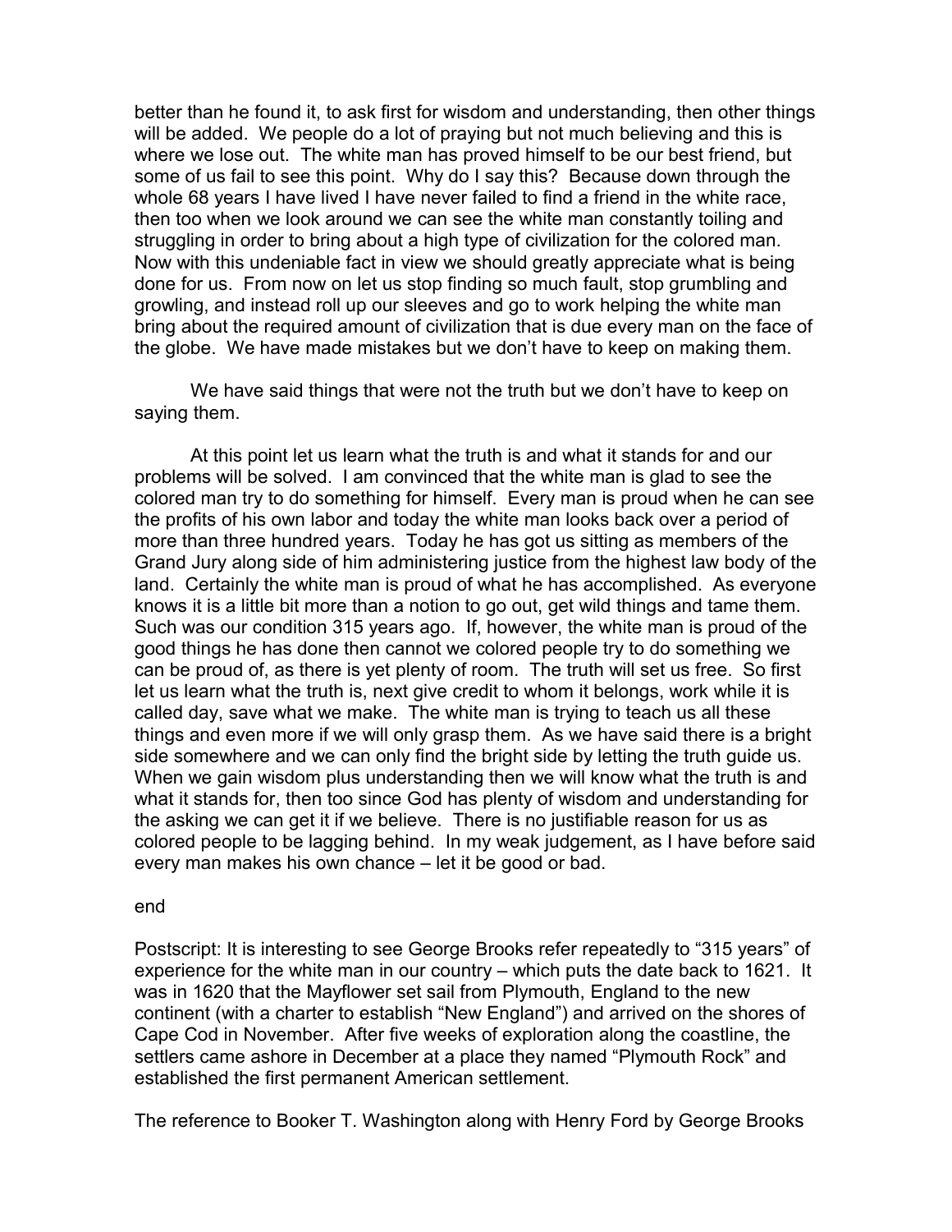better than he found it, to ask first for wisdom and understanding, then other things will be added. We people do a lot of praying but not much believing and this is where we lose out. The white man has proved himself to be our best friend, but some of us fail to see this point. Why do I say this? Because down through the whole 68 years I have lived I have never failed to find a friend in the white race, then too when we look around we can see the white man constantly toiling and struggling in order to bring about a high type of civilization for the colored man. Now with this undeniable fact in view we should greatly appreciate what is being done for us. From now on let us stop finding so much fault, stop grumbling and growling, and instead roll up our sleeves and go to work helping the white man bring about the required amount of civilization that is due every man on the face of the globe. We have made mistakes but we don't have to keep on making them.

We have said things that were not the truth but we don't have to keep on saying them.

At this point let us learn what the truth is and what it stands for and our problems will be solved. I am convinced that the white man is glad to see the colored man try to do something for himself. Every man is proud when he can see the profits of his own labor and today the white man looks back over a period of more than three hundred years. Today he has got us sitting as members of the Grand Jury along side of him administering justice from the highest law body of the land. Certainly the white man is proud of what he has accomplished. As everyone knows it is a little bit more than a notion to go out, get wild things and tame them. Such was our condition 315 years ago. If, however, the white man is proud of the good things he has done then cannot we colored people try to do something we can be proud of, as there is yet plenty of room. The truth will set us free. So first let us learn what the truth is, next give credit to whom it belongs, work while it is called day, save what we make. The white man is trying to teach us all these things and even more if we will only grasp them. As we have said there is a bright side somewhere and we can only find the bright side by letting the truth guide us. When we gain wisdom plus understanding then we will know what the truth is and what it stands for, then too since God has plenty of wisdom and understanding for the asking we can get it if we believe. There is no justifiable reason for us as colored people to be lagging behind. In my weak judgement, as I have before said every man makes his own chance – let it be good or bad.

end

Postscript: It is interesting to see George Brooks refer repeatedly to "315 years" of experience for the white man in our country – which puts the date back to 1621. It was in 1620 that the Mayflower set sail from Plymouth, England to the new continent (with a charter to establish "New England") and arrived on the shores of Cape Cod in November. After five weeks of exploration along the coastline, the settlers came ashore in December at a place they named "Plymouth Rock" and established the first permanent American settlement.

The reference to Booker T. Washington along with Henry Ford by George Brooks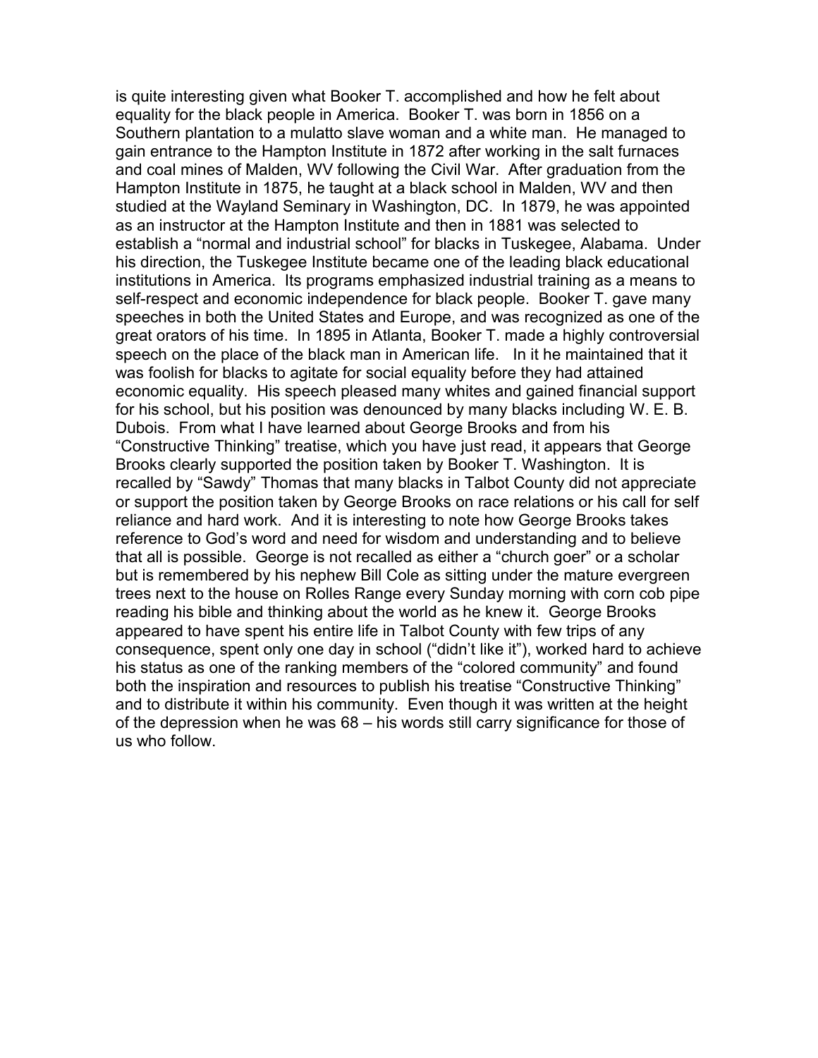is quite interesting given what Booker T. accomplished and how he felt about equality for the black people in America. Booker T. was born in 1856 on a Southern plantation to a mulatto slave woman and a white man. He managed to gain entrance to the Hampton Institute in 1872 after working in the salt furnaces and coal mines of Malden, WV following the Civil War. After graduation from the Hampton Institute in 1875, he taught at a black school in Malden, WV and then studied at the Wayland Seminary in Washington, DC. In 1879, he was appointed as an instructor at the Hampton Institute and then in 1881 was selected to establish a "normal and industrial school" for blacks in Tuskegee, Alabama. Under his direction, the Tuskegee Institute became one of the leading black educational institutions in America. Its programs emphasized industrial training as a means to self-respect and economic independence for black people. Booker T. gave many speeches in both the United States and Europe, and was recognized as one of the great orators of his time. In 1895 in Atlanta, Booker T. made a highly controversial speech on the place of the black man in American life. In it he maintained that it was foolish for blacks to agitate for social equality before they had attained economic equality. His speech pleased many whites and gained financial support for his school, but his position was denounced by many blacks including W. E. B. Dubois. From what I have learned about George Brooks and from his "Constructive Thinking" treatise, which you have just read, it appears that George Brooks clearly supported the position taken by Booker T. Washington. It is recalled by "Sawdy" Thomas that many blacks in Talbot County did not appreciate or support the position taken by George Brooks on race relations or his call for self reliance and hard work. And it is interesting to note how George Brooks takes reference to God's word and need for wisdom and understanding and to believe that all is possible. George is not recalled as either a "church goer" or a scholar but is remembered by his nephew Bill Cole as sitting under the mature evergreen trees next to the house on Rolles Range every Sunday morning with corn cob pipe reading his bible and thinking about the world as he knew it. George Brooks appeared to have spent his entire life in Talbot County with few trips of any consequence, spent only one day in school ("didn't like it"), worked hard to achieve his status as one of the ranking members of the "colored community" and found both the inspiration and resources to publish his treatise "Constructive Thinking" and to distribute it within his community. Even though it was written at the height of the depression when he was 68 – his words still carry significance for those of us who follow.